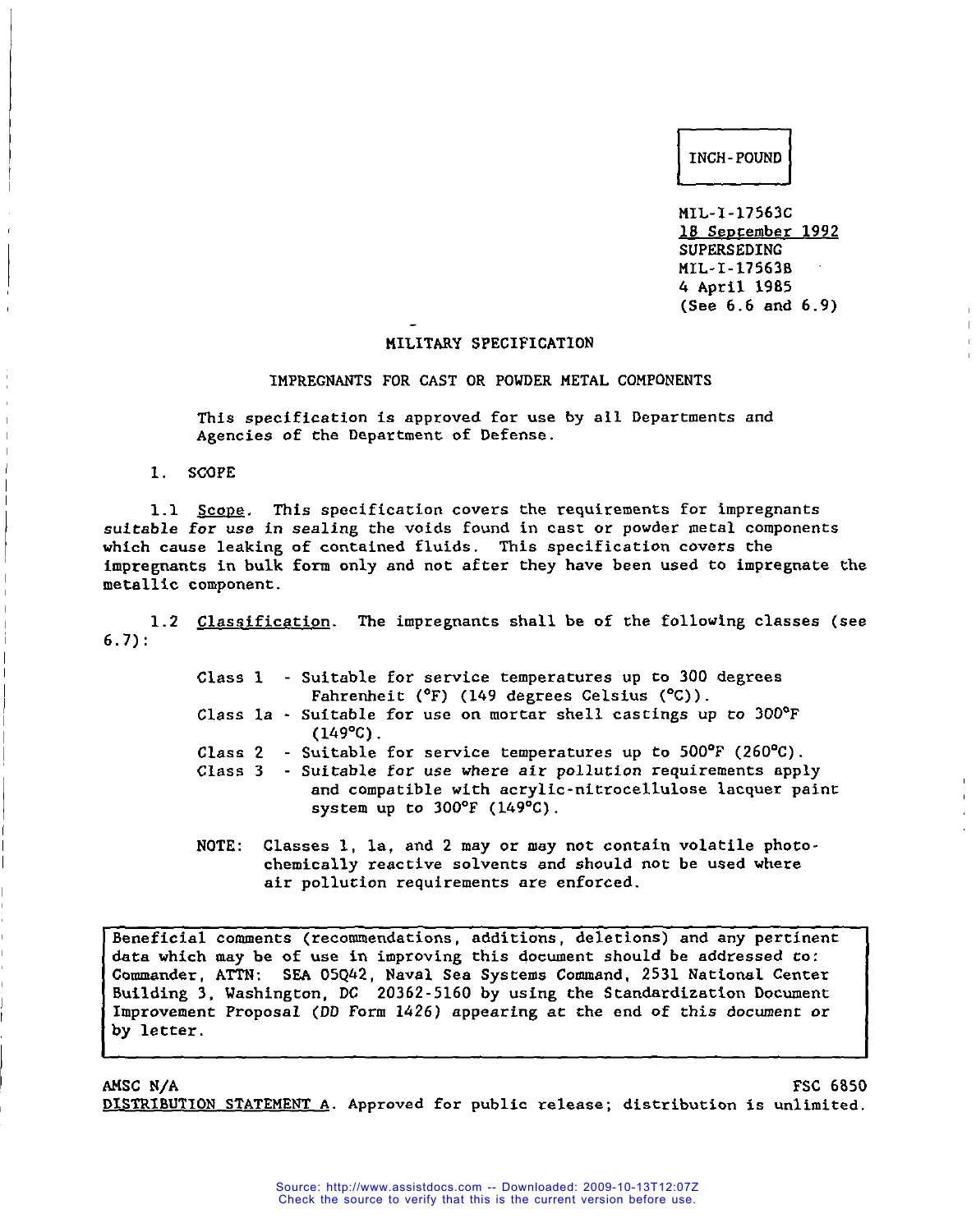INCH-POUND

MIL-I-17563C
18 September 1992
SUPERSEDING
MIL-I-17563B
4 April 1985
(See 6.6 and 6.9)

# MILITARY SPECIFICATION

## IMPREGNANTS FOR CAST OR POWDER METAL COMPONENTS

This specification is approved for use by all Departments and Agencies of the Department of Defense.

## 1. SCOPE

1.1 Scope. This specification covers the requirements for impregnants suitable for use in sealing the voids found in cast or powder metal components which cause leaking of contained fluids. This specification covers the impregnants in bulk form only and not after they have been used to impregnate the metallic component.

1.2 Classification. The impregnants shall be of the following classes (see 6.7):

- Class 1 - Suitable for service temperatures up to 300 degrees Fahrenheit (°F) (149 degrees Celsius (°C)).
- Class 1a - Suitable for use on mortar shell castings up to 300°F (149°C).
- Class 2 - Suitable for service temperatures up to 500°F (260°C).
- Class 3 - Suitable for use where air pollution requirements apply and compatible with acrylic-nitrocellulose lacquer paint system up to 300°F (149°C).

NOTE: Classes 1, 1a, and 2 may or may not contain volatile photochemically reactive solvents and should not be used where air pollution requirements are enforced.

Beneficial comments (recommendations, additions, deletions) and any pertinent data which may be of use in improving this document should be addressed to: Commander, ATTN: SEA 05Q42, Naval Sea Systems Command, 2531 National Center Building 3, Washington, DC 20362-5160 by using the Standardization Document Improvement Proposal (DD Form 1426) appearing at the end of this document or by letter.

AMSC N/A FSC 6850

DISTRIBUTION STATEMENT A. Approved for public release; distribution is unlimited.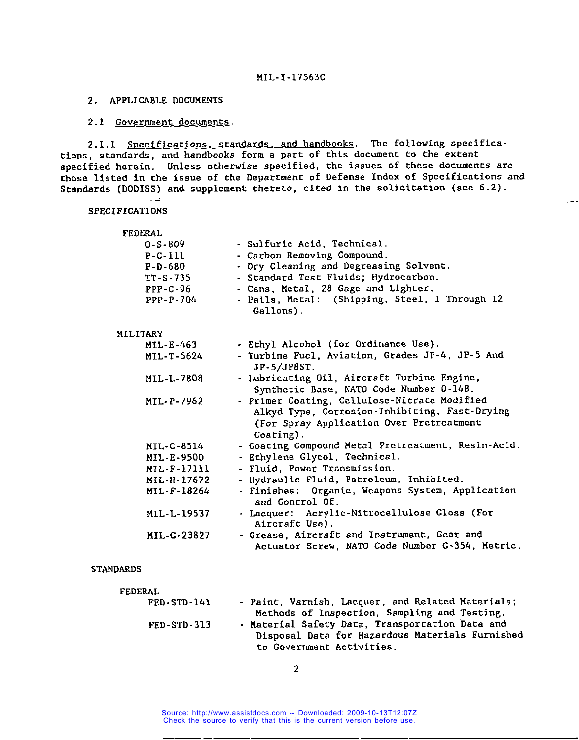## 2. APPLICABLE DOCUMENTS

### 2.1 Government documents.

2.1.1 Specifications, standards, and handbooks. The following specifications, standards, and handbooks form a part of this document to the extent specified herein. Unless otherwise specified, the issues of these documents are those listed in the issue of the Department of Defense Index of Specifications and Standards (DODISS) and supplement thereto, cited in the solicitation (see 6.2).

SPECIFICATIONS

FEDERAL

| | |
|---|---|
| O-S-809 | - Sulfuric Acid, Technical. |
| P-C-111 | - Carbon Removing Compound. |
| P-D-680 | - Dry Cleaning and Degreasing Solvent. |
| TT-S-735 | - Standard Test Fluids; Hydrocarbon. |
| PPP-C-96 | - Cans, Metal, 28 Gage and Lighter. |
| PPP-P-704 | - Pails, Metal: (Shipping, Steel, 1 Through 12 Gallons). |

MILITARY

| | |
|---|---|
| MIL-E-463 | - Ethyl Alcohol (for Ordinance Use). |
| MIL-T-5624 | - Turbine Fuel, Aviation, Grades JP-4, JP-5 And JP-5/JP8ST. |
| MIL-L-7808 | - Lubricating Oil, Aircraft Turbine Engine, Synthetic Base, NATO Code Number O-148. |
| MIL-P-7962 | - Primer Coating, Cellulose-Nitrate Modified Alkyd Type, Corrosion-Inhibiting, Fast-Drying (For Spray Application Over Pretreatment Coating). |
| MIL-C-8514 | - Coating Compound Metal Pretreatment, Resin-Acid. |
| MIL-E-9500 | - Ethylene Glycol, Technical. |
| MIL-F-17111 | - Fluid, Power Transmission. |
| MIL-H-17672 | - Hydraulic Fluid, Petroleum, Inhibited. |
| MIL-F-18264 | - Finishes: Organic, Weapons System, Application and Control Of. |
| MIL-L-19537 | - Lacquer: Acrylic-Nitrocellulose Gloss (For Aircraft Use). |
| MIL-G-23827 | - Grease, Aircraft and Instrument, Gear and Actuator Screw, NATO Code Number G-354, Metric. |

STANDARDS

FEDERAL

| | |
|---|---|
| FED-STD-141 | - Paint, Varnish, Lacquer, and Related Materials; Methods of Inspection, Sampling and Testing. |
| FED-STD-313 | - Material Safety Data, Transportation Data and Disposal Data for Hazardous Materials Furnished to Government Activities. |

Source: http://www.assistdocs.com -- Downloaded: 2009-10-13T12:07Z
Check the source to verify that this is the current version before use.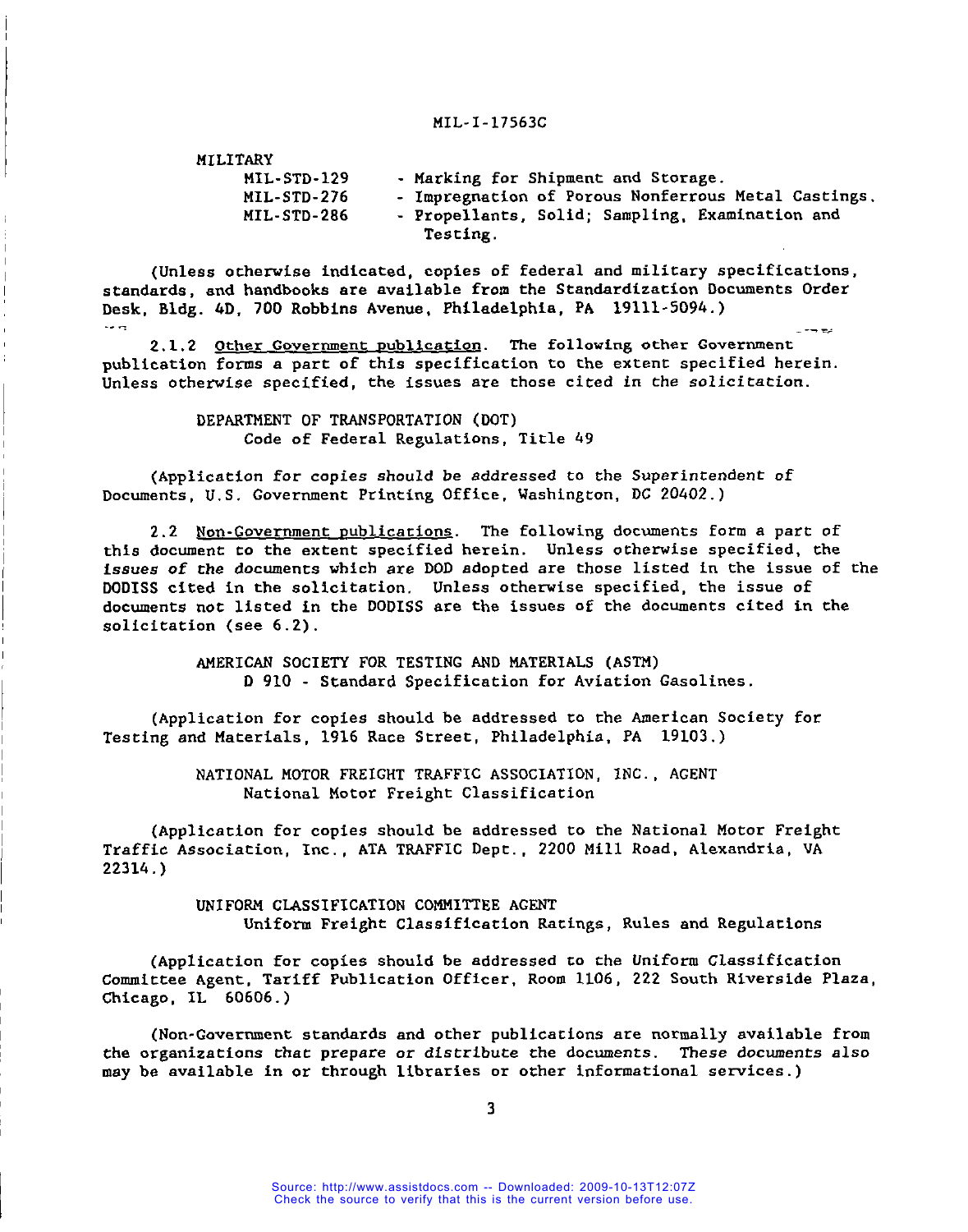MILITARY

| | |
|---|---|
| MIL-STD-129 | - Marking for Shipment and Storage. |
| MIL-STD-276 | - Impregnation of Porous Nonferrous Metal Castings. |
| MIL-STD-286 | - Propellants, Solid; Sampling, Examination and Testing. |

(Unless otherwise indicated, copies of federal and military specifications, standards, and handbooks are available from the Standardization Documents Order Desk, Bldg. 4D, 700 Robbins Avenue, Philadelphia, PA 19111-5094.)

2.1.2 Other Government publication. The following other Government publication forms a part of this specification to the extent specified herein. Unless otherwise specified, the issues are those cited in the solicitation.

DEPARTMENT OF TRANSPORTATION (DOT)
Code of Federal Regulations, Title 49

(Application for copies should be addressed to the Superintendent of Documents, U.S. Government Printing Office, Washington, DC 20402.)

2.2 Non-Government publications. The following documents form a part of this document to the extent specified herein. Unless otherwise specified, the issues of the documents which are DOD adopted are those listed in the issue of the DODISS cited in the solicitation. Unless otherwise specified, the issue of documents not listed in the DODISS are the issues of the documents cited in the solicitation (see 6.2).

AMERICAN SOCIETY FOR TESTING AND MATERIALS (ASTM)
D 910 - Standard Specification for Aviation Gasolines.

(Application for copies should be addressed to the American Society for Testing and Materials, 1916 Race Street, Philadelphia, PA 19103.)

NATIONAL MOTOR FREIGHT TRAFFIC ASSOCIATION, INC., AGENT
National Motor Freight Classification

(Application for copies should be addressed to the National Motor Freight Traffic Association, Inc., ATA TRAFFIC Dept., 2200 Mill Road, Alexandria, VA 22314.)

UNIFORM CLASSIFICATION COMMITTEE AGENT
Uniform Freight Classification Ratings, Rules and Regulations

(Application for copies should be addressed to the Uniform Classification Committee Agent, Tariff Publication Officer, Room 1106, 222 South Riverside Plaza, Chicago, IL 60606.)

(Non-Government standards and other publications are normally available from the organizations that prepare or distribute the documents. These documents also may be available in or through libraries or other informational services.)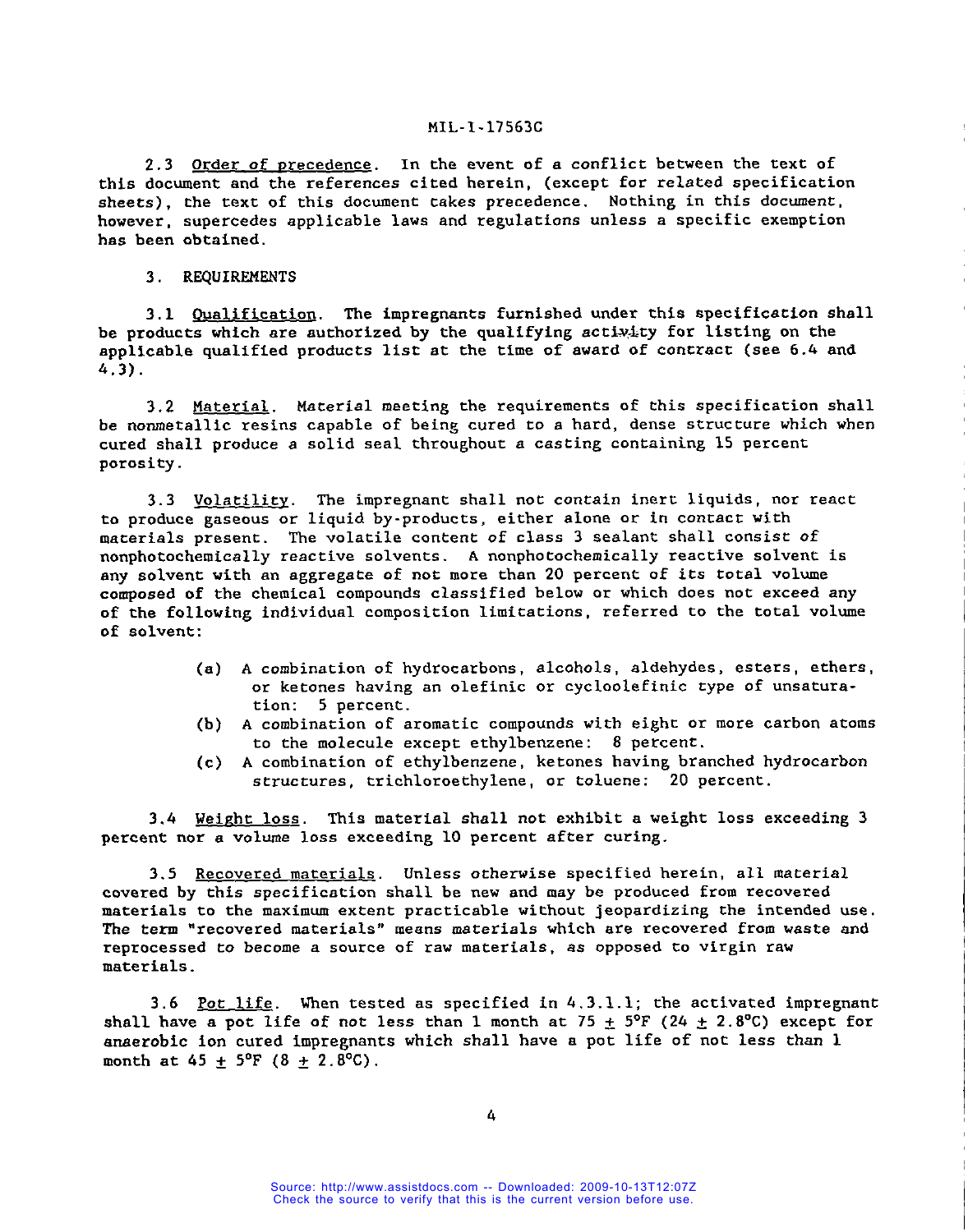2.3 Order of precedence. In the event of a conflict between the text of this document and the references cited herein, (except for related specification sheets), the text of this document takes precedence. Nothing in this document, however, supercedes applicable laws and regulations unless a specific exemption has been obtained.

## 3. REQUIREMENTS

3.1 Qualification. The impregnants furnished under this specification shall be products which are authorized by the qualifying activity for listing on the applicable qualified products list at the time of award of contract (see 6.4 and 4.3).

3.2 Material. Material meeting the requirements of this specification shall be nonmetallic resins capable of being cured to a hard, dense structure which when cured shall produce a solid seal throughout a casting containing 15 percent porosity.

3.3 Volatility. The impregnant shall not contain inert liquids, nor react to produce gaseous or liquid by-products, either alone or in contact with materials present. The volatile content of class 3 sealant shall consist of nonphotochemically reactive solvents. A nonphotochemically reactive solvent is any solvent with an aggregate of not more than 20 percent of its total volume composed of the chemical compounds classified below or which does not exceed any of the following individual composition limitations, referred to the total volume of solvent:

- (a) A combination of hydrocarbons, alcohols, aldehydes, esters, ethers, or ketones having an olefinic or cycloolefinic type of unsaturation: 5 percent.
- (b) A combination of aromatic compounds with eight or more carbon atoms to the molecule except ethylbenzene: 8 percent.
- (c) A combination of ethylbenzene, ketones having branched hydrocarbon structures, trichloroethylene, or toluene: 20 percent.

3.4 Weight loss. This material shall not exhibit a weight loss exceeding 3 percent nor a volume loss exceeding 10 percent after curing.

3.5 Recovered materials. Unless otherwise specified herein, all material covered by this specification shall be new and may be produced from recovered materials to the maximum extent practicable without jeopardizing the intended use. The term "recovered materials" means materials which are recovered from waste and reprocessed to become a source of raw materials, as opposed to virgin raw materials.

3.6 Pot life. When tested as specified in 4.3.1.1; the activated impregnant shall have a pot life of not less than 1 month at 75 $\pm$ 5°F (24 $\pm$ 2.8°C) except for anaerobic ion cured impregnants which shall have a pot life of not less than 1 month at 45 $\pm$ 5°F (8 $\pm$ 2.8°C).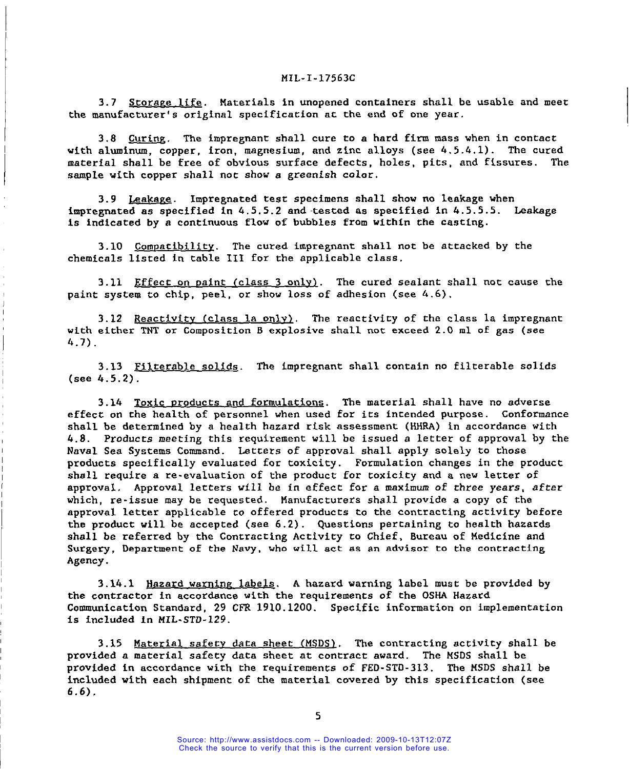3.7 Storage life. Materials in unopened containers shall be usable and meet the manufacturer's original specification at the end of one year.

3.8 Curing. The impregnant shall cure to a hard firm mass when in contact with aluminum, copper, iron, magnesium, and zinc alloys (see 4.5.4.1). The cured material shall be free of obvious surface defects, holes, pits, and fissures. The sample with copper shall not show a greenish color.

3.9 Leakage. Impregnated test specimens shall show no leakage when impregnated as specified in 4.5.5.2 and tested as specified in 4.5.5.5. Leakage is indicated by a continuous flow of bubbles from within the casting.

3.10 Compatibility. The cured impregnant shall not be attacked by the chemicals listed in table III for the applicable class.

3.11 Effect on paint (class 3 only). The cured sealant shall not cause the paint system to chip, peel, or show loss of adhesion (see 4.6).

3.12 Reactivity (class 1a only). The reactivity of the class 1a impregnant with either TNT or Composition B explosive shall not exceed 2.0 ml of gas (see 4.7).

3.13 Filterable solids. The impregnant shall contain no filterable solids (see 4.5.2).

3.14 Toxic products and formulations. The material shall have no adverse effect on the health of personnel when used for its intended purpose. Conformance shall be determined by a health hazard risk assessment (HHRA) in accordance with 4.8. Products meeting this requirement will be issued a letter of approval by the Naval Sea Systems Command. Letters of approval shall apply solely to those products specifically evaluated for toxicity. Formulation changes in the product shall require a re-evaluation of the product for toxicity and a new letter of approval. Approval letters will be in effect for a maximum of three years, after which, re-issue may be requested. Manufacturers shall provide a copy of the approval letter applicable to offered products to the contracting activity before the product will be accepted (see 6.2). Questions pertaining to health hazards shall be referred by the Contracting Activity to Chief, Bureau of Medicine and Surgery, Department of the Navy, who will act as an advisor to the contracting Agency.

3.14.1 Hazard warning labels. A hazard warning label must be provided by the contractor in accordance with the requirements of the OSHA Hazard Communication Standard, 29 CFR 1910.1200. Specific information on implementation is included in MIL-STD-129.

3.15 Material safety data sheet (MSDS). The contracting activity shall be provided a material safety data sheet at contract award. The MSDS shall be provided in accordance with the requirements of FED-STD-313. The MSDS shall be included with each shipment of the material covered by this specification (see 6.6).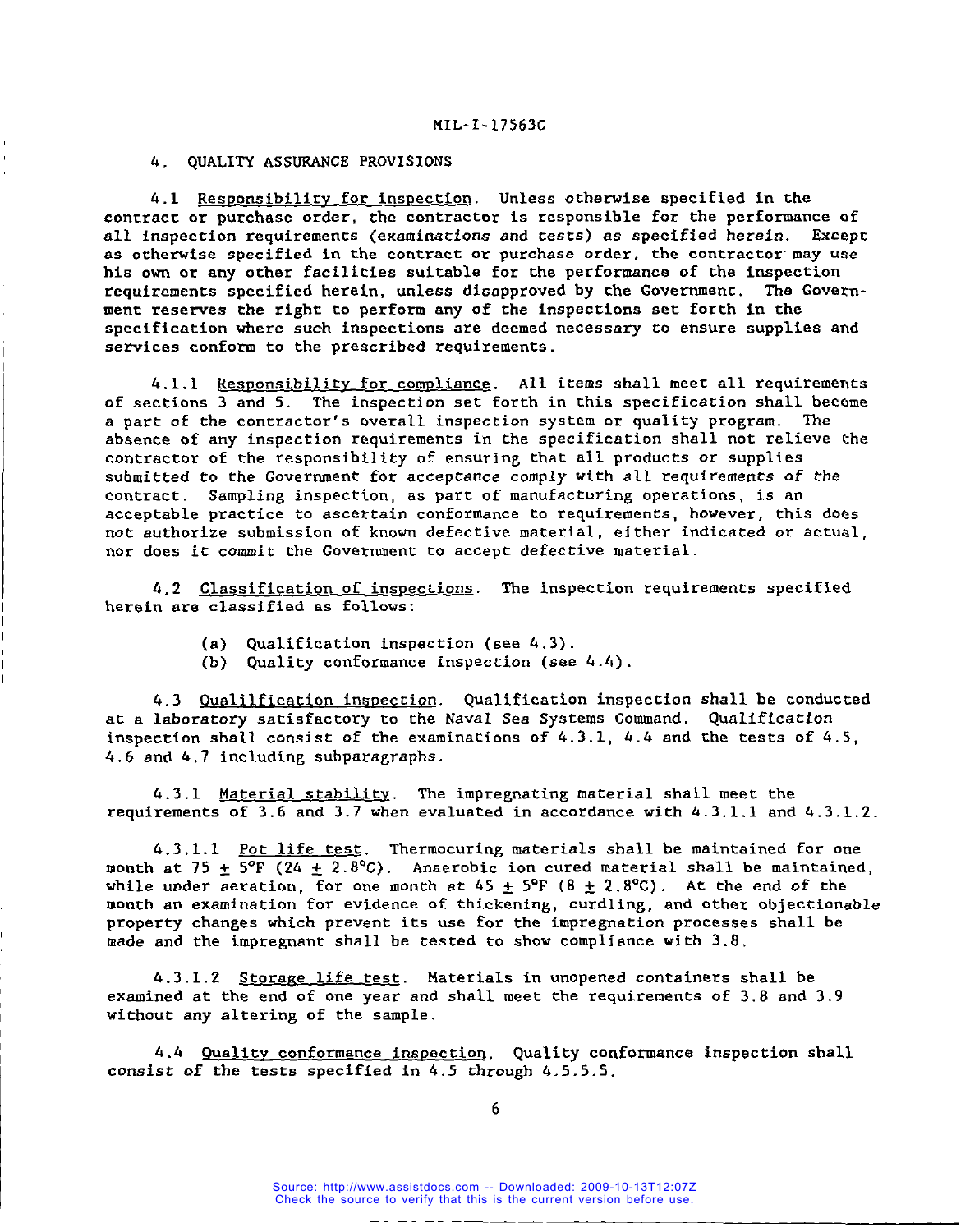## 4. QUALITY ASSURANCE PROVISIONS

4.1 Responsibility for inspection. Unless otherwise specified in the contract or purchase order, the contractor is responsible for the performance of all inspection requirements (examinations and tests) as specified herein. Except as otherwise specified in the contract or purchase order, the contractor may use his own or any other facilities suitable for the performance of the inspection requirements specified herein, unless disapproved by the Government. The Government reserves the right to perform any of the inspections set forth in the specification where such inspections are deemed necessary to ensure supplies and services conform to the prescribed requirements.

4.1.1 Responsibility for compliance. All items shall meet all requirements of sections 3 and 5. The inspection set forth in this specification shall become a part of the contractor's overall inspection system or quality program. The absence of any inspection requirements in the specification shall not relieve the contractor of the responsibility of ensuring that all products or supplies submitted to the Government for acceptance comply with all requirements of the contract. Sampling inspection, as part of manufacturing operations, is an acceptable practice to ascertain conformance to requirements, however, this does not authorize submission of known defective material, either indicated or actual, nor does it commit the Government to accept defective material.

4.2 Classification of inspections. The inspection requirements specified herein are classified as follows:

(a) Qualification inspection (see 4.3).
(b) Quality conformance inspection (see 4.4).

4.3 Qualilfication inspection. Qualification inspection shall be conducted at a laboratory satisfactory to the Naval Sea Systems Command. Qualification inspection shall consist of the examinations of 4.3.1, 4.4 and the tests of 4.5, 4.6 and 4.7 including subparagraphs.

4.3.1 Material stability. The impregnating material shall meet the requirements of 3.6 and 3.7 when evaluated in accordance with 4.3.1.1 and 4.3.1.2.

4.3.1.1 Pot life test. Thermocuring materials shall be maintained for one month at 75 ± 5°F (24 ± 2.8°C). Anaerobic ion cured material shall be maintained, while under aeration, for one month at 45 ± 5°F (8 ± 2.8°C). At the end of the month an examination for evidence of thickening, curdling, and other objectionable property changes which prevent its use for the impregnation processes shall be made and the impregnant shall be tested to show compliance with 3.8.

4.3.1.2 Storage life test. Materials in unopened containers shall be examined at the end of one year and shall meet the requirements of 3.8 and 3.9 without any altering of the sample.

4.4 Quality conformance inspection. Quality conformance inspection shall consist of the tests specified in 4.5 through 4.5.5.5.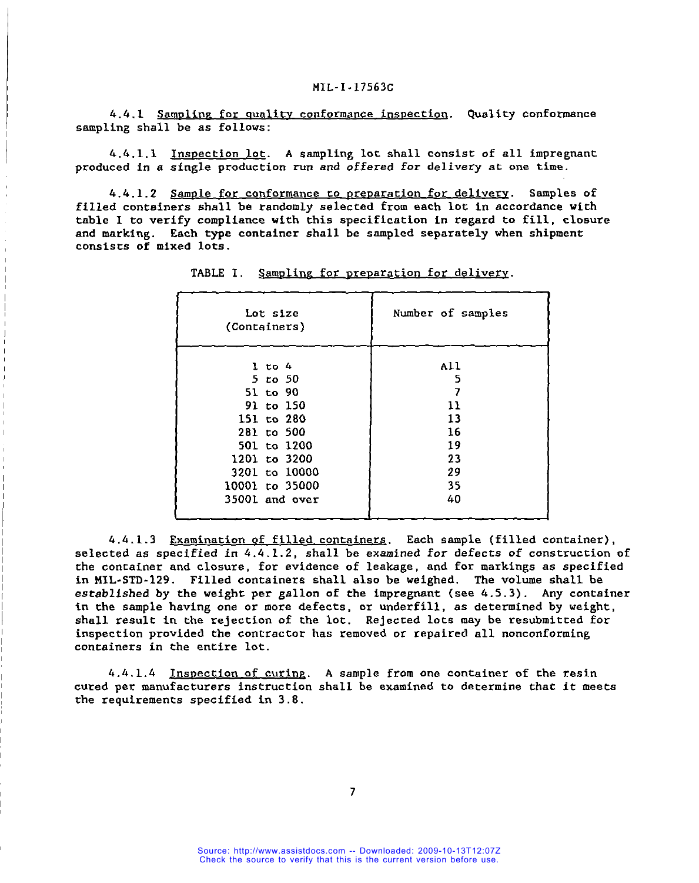4.4.1 Sampling for quality conformance inspection. Quality conformance sampling shall be as follows:

4.4.1.1 Inspection lot. A sampling lot shall consist of all impregnant produced in a single production run and offered for delivery at one time.

4.4.1.2 Sample for conformance to preparation for delivery. Samples of filled containers shall be randomly selected from each lot in accordance with table I to verify compliance with this specification in regard to fill, closure and marking. Each type container shall be sampled separately when shipment consists of mixed lots.

TABLE I. Sampling for preparation for delivery.

| Lot size (Containers) | Number of samples |
|---|---|
| 1 to 4 | All |
| 5 to 50 | 5 |
| 51 to 90 | 7 |
| 91 to 150 | 11 |
| 151 to 280 | 13 |
| 281 to 500 | 16 |
| 501 to 1200 | 19 |
| 1201 to 3200 | 23 |
| 3201 to 10000 | 29 |
| 10001 to 35000 | 35 |
| 35001 and over | 40 |

4.4.1.3 Examination of filled containers. Each sample (filled container), selected as specified in 4.4.1.2, shall be examined for defects of construction of the container and closure, for evidence of leakage, and for markings as specified in MIL-STD-129. Filled containers shall also be weighed. The volume shall be established by the weight per gallon of the impregnant (see 4.5.3). Any container in the sample having one or more defects, or underfill, as determined by weight, shall result in the rejection of the lot. Rejected lots may be resubmitted for inspection provided the contractor has removed or repaired all nonconforming containers in the entire lot.

4.4.1.4 Inspection of curing. A sample from one container of the resin cured per manufacturers instruction shall be examined to determine that it meets the requirements specified in 3.8.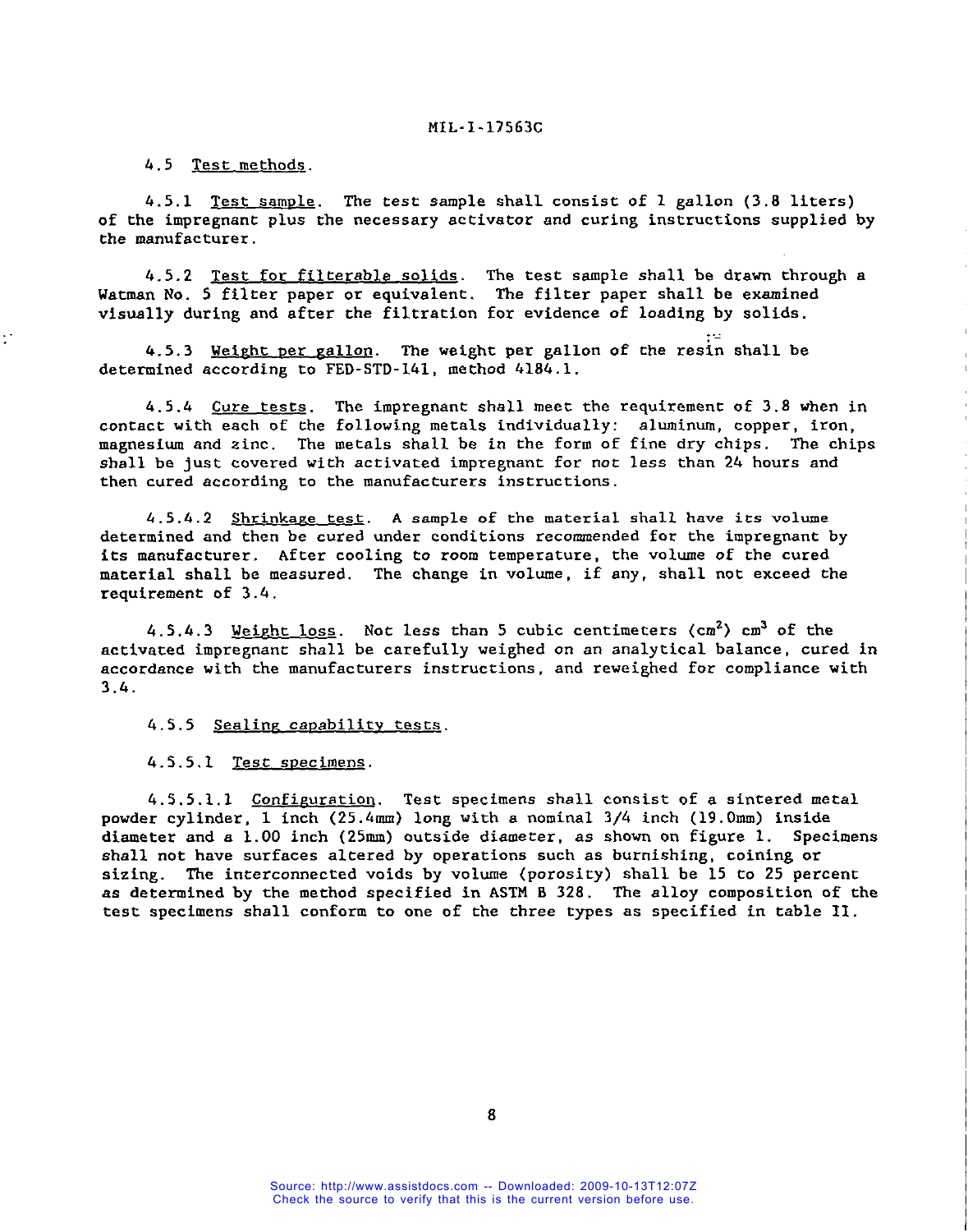4.5 Test methods.

4.5.1 Test sample. The test sample shall consist of 1 gallon (3.8 liters) of the impregnant plus the necessary activator and curing instructions supplied by the manufacturer.

4.5.2 Test for filterable solids. The test sample shall be drawn through a Watman No. 5 filter paper or equivalent. The filter paper shall be examined visually during and after the filtration for evidence of loading by solids.

4.5.3 Weight per gallon. The weight per gallon of the resin shall be determined according to FED-STD-141, method 4184.1.

4.5.4 Cure tests. The impregnant shall meet the requirement of 3.8 when in contact with each of the following metals individually: aluminum, copper, iron, magnesium and zinc. The metals shall be in the form of fine dry chips. The chips shall be just covered with activated impregnant for not less than 24 hours and then cured according to the manufacturers instructions.

4.5.4.2 Shrinkage test. A sample of the material shall have its volume determined and then be cured under conditions recommended for the impregnant by its manufacturer. After cooling to room temperature, the volume of the cured material shall be measured. The change in volume, if any, shall not exceed the requirement of 3.4.

4.5.4.3 Weight loss. Not less than 5 cubic centimeters ($cm^2$) $cm^3$ of the activated impregnant shall be carefully weighed on an analytical balance, cured in accordance with the manufacturers instructions, and reweighed for compliance with 3.4.

4.5.5 Sealing capability tests.

4.5.5.1 Test specimens.

4.5.5.1.1 Configuration. Test specimens shall consist of a sintered metal powder cylinder, 1 inch (25.4mm) long with a nominal 3/4 inch (19.0mm) inside diameter and a 1.00 inch (25mm) outside diameter, as shown on figure 1. Specimens shall not have surfaces altered by operations such as burnishing, coining or sizing. The interconnected voids by volume (porosity) shall be 15 to 25 percent as determined by the method specified in ASTM B 328. The alloy composition of the test specimens shall conform to one of the three types as specified in table II.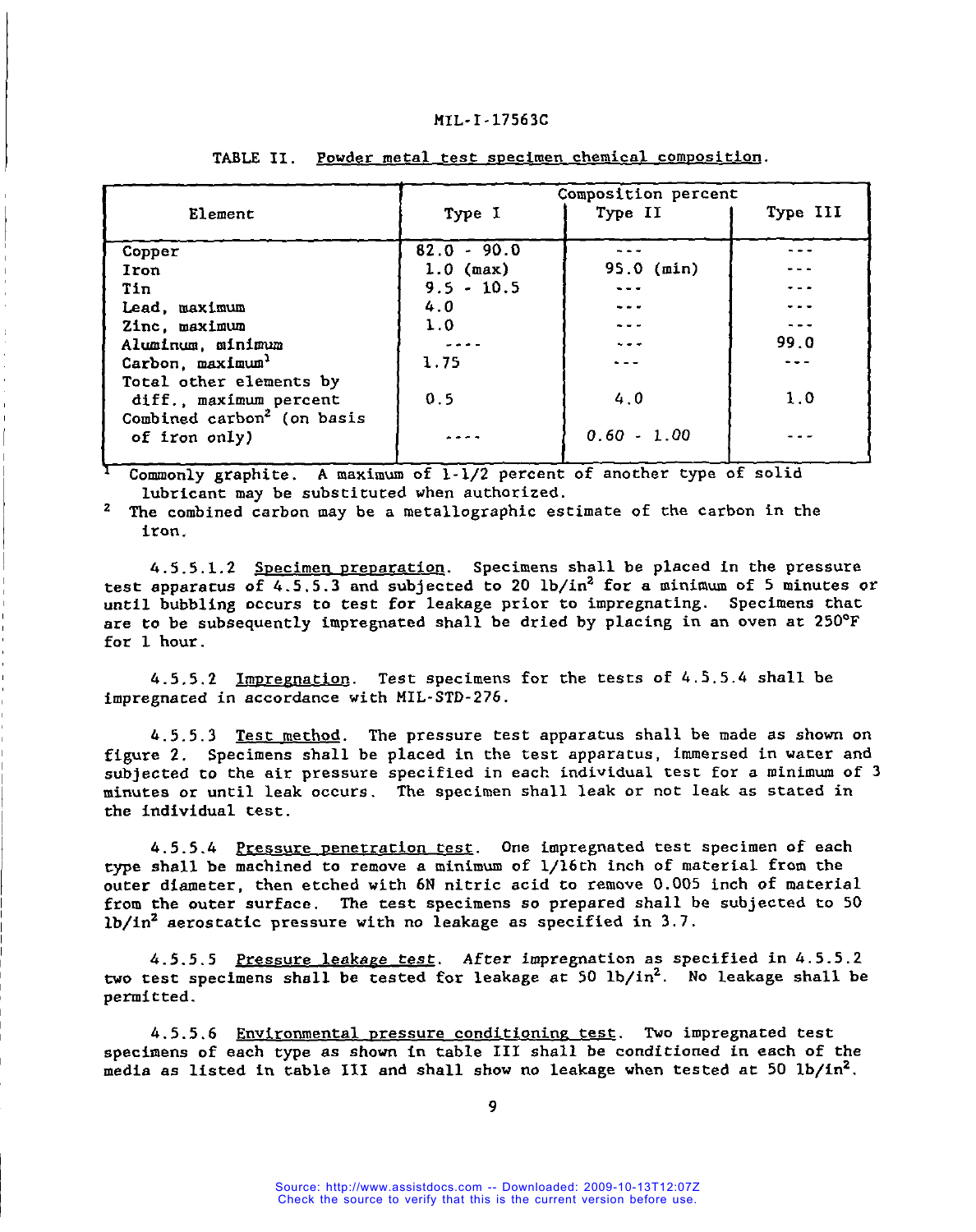TABLE II. Powder metal test specimen chemical composition.

| Element | Composition percent | | |
|---|---|---|---|
| | Type I | Type II | Type III |
| Copper | 82.0 - 90.0 | --- | --- |
| Iron | 1.0 (max) | 95.0 (min) | --- |
| Tin | 9.5 - 10.5 | --- | --- |
| Lead, maximum | 4.0 | --- | --- |
| Zinc, maximum | 1.0 | --- | --- |
| Aluminum, minimum | ---- | --- | 99.0 |
| Carbon, maximum[1] | 1.75 | --- | --- |
| Total other elements by diff., maximum percent | 0.5 | 4.0 | 1.0 |
| Combined carbon[2] (on basis of iron only) | ---- | 0.60 - 1.00 | --- |

[1] Commonly graphite. A maximum of 1-1/2 percent of another type of solid lubricant may be substituted when authorized.

[2] The combined carbon may be a metallographic estimate of the carbon in the iron.

4.5.5.1.2 Specimen preparation. Specimens shall be placed in the pressure test apparatus of 4.5.5.3 and subjected to 20 $lb/in^2$ for a minimum of 5 minutes or until bubbling occurs to test for leakage prior to impregnating. Specimens that are to be subsequently impregnated shall be dried by placing in an oven at 250°F for 1 hour.

4.5.5.2 Impregnation. Test specimens for the tests of 4.5.5.4 shall be impregnated in accordance with MIL-STD-276.

4.5.5.3 Test method. The pressure test apparatus shall be made as shown on figure 2. Specimens shall be placed in the test apparatus, immersed in water and subjected to the air pressure specified in each individual test for a minimum of 3 minutes or until leak occurs. The specimen shall leak or not leak as stated in the individual test.

4.5.5.4 Pressure penetration test. One impregnated test specimen of each type shall be machined to remove a minimum of 1/16th inch of material from the outer diameter, then etched with 6N nitric acid to remove 0.005 inch of material from the outer surface. The test specimens so prepared shall be subjected to 50 $lb/in^2$ aerostatic pressure with no leakage as specified in 3.7.

4.5.5.5 Pressure leakage test. After impregnation as specified in 4.5.5.2 two test specimens shall be tested for leakage at 50 $lb/in^2$. No leakage shall be permitted.

4.5.5.6 Environmental pressure conditioning test. Two impregnated test specimens of each type as shown in table III shall be conditioned in each of the media as listed in table III and shall show no leakage when tested at 50 $lb/in^2$.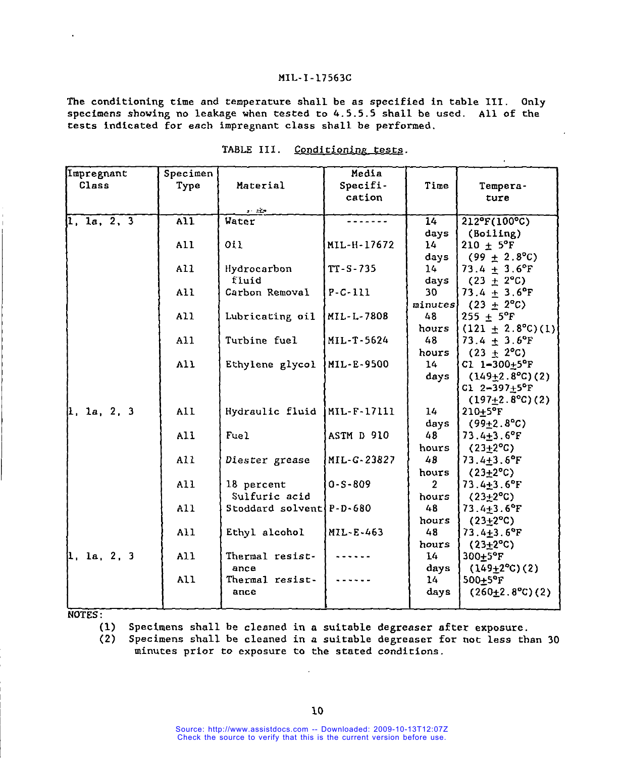The conditioning time and temperature shall be as specified in table III. Only specimens showing no leakage when tested to 4.5.5.5 shall be used. All of the tests indicated for each impregnant class shall be performed.

TABLE III. Conditioning tests.

| Impregnant Class | Specimen Type | Material | Media Specification | Time | Temperature |
|---|---|---|---|---|---|
| 1, 1a, 2, 3 | All | Water | -------- | 14 days | 212°F(100°C) (Boiling) |
| | All | Oil | MIL-H-17672 | 14 days | 210 ± 5°F (99 ± 2.8°C) |
| | All | Hydrocarbon fluid | TT-S-735 | 14 days | 73.4 ± 3.6°F (23 ± 2°C) |
| | All | Carbon Removal | P-C-111 | 30 minutes | 73.4 ± 3.6°F (23 ± 2°C) |
| | All | Lubricating oil | MIL-L-7808 | 48 hours | 255 ± 5°F (121 ± 2.8°C)(1) |
| | All | Turbine fuel | MIL-T-5624 | 48 hours | 73.4 ± 3.6°F (23 ± 2°C) |
| | All | Ethylene glycol | MIL-E-9500 | 14 days | Cl 1-300±5°F (149±2.8°C)(2) Cl 2-397±5°F (197±2.8°C)(2) |
| 1, 1a, 2, 3 | All | Hydraulic fluid | MIL-F-17111 | 14 days | 210±5°F (99±2.8°C) |
| | All | Fuel | ASTM D 910 | 48 hours | 73.4±3.6°F (23±2°C) |
| | All | Diester grease | MIL-G-23827 | 48 hours | 73.4±3.6°F (23±2°C) |
| | All | 18 percent Sulfuric acid | O-S-809 | 2 hours | 73.4±3.6°F (23±2°C) |
| | All | Stoddard solvent | P-D-680 | 48 hours | 73.4±3.6°F (23±2°C) |
| | All | Ethyl alcohol | MIL-E-463 | 48 hours | 73.4±3.6°F (23±2°C) |
| 1, 1a, 2, 3 | All | Thermal resistance | ------ | 14 days | 300±5°F (149±2°C)(2) |
| | All | Thermal resistance | ------ | 14 days | 500±5°F (260±2.8°C)(2) |

NOTES:

(1) Specimens shall be cleaned in a suitable degreaser after exposure.

(2) Specimens shall be cleaned in a suitable degreaser for not less than 30 minutes prior to exposure to the stated conditions.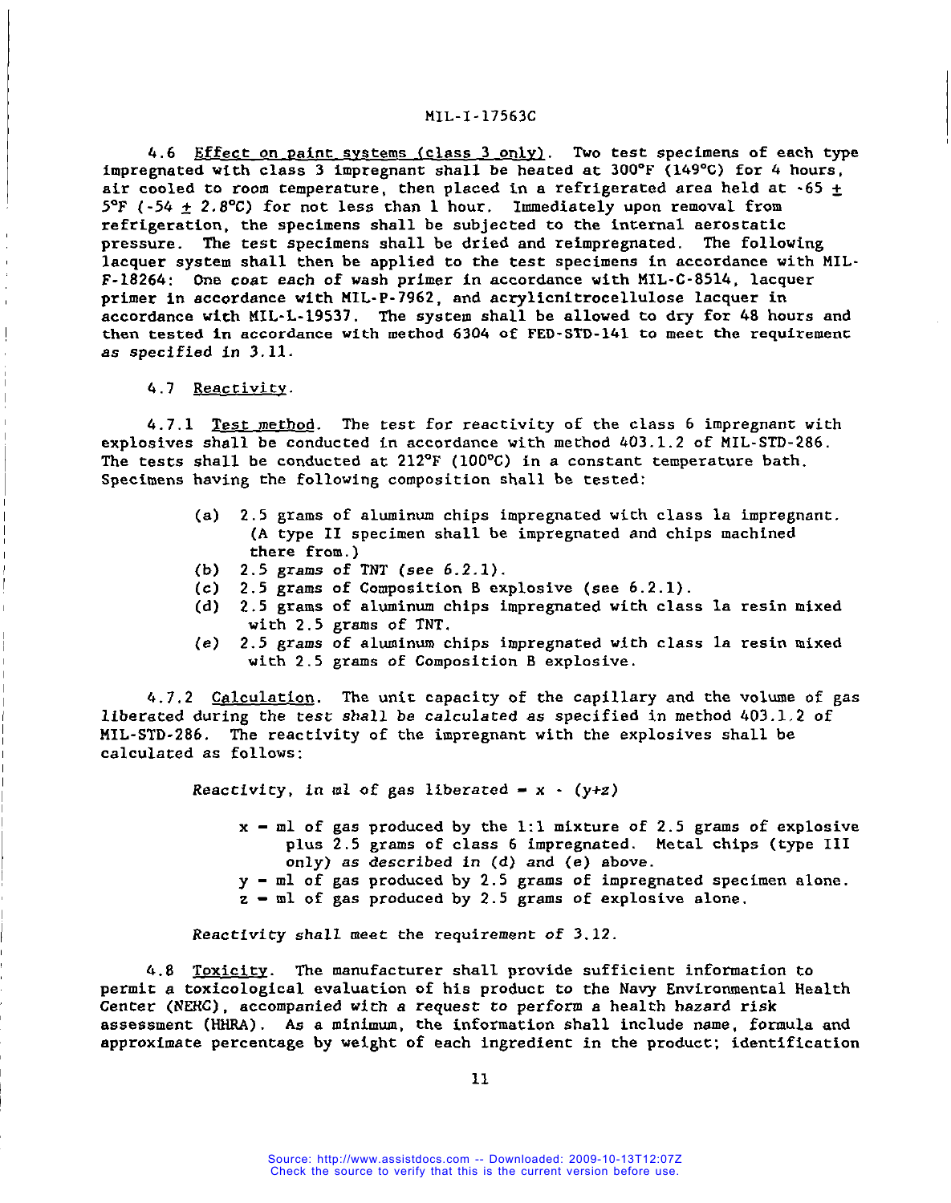4.6 Effect on paint systems (class 3 only). Two test specimens of each type impregnated with class 3 impregnant shall be heated at 300°F (149°C) for 4 hours, air cooled to room temperature, then placed in a refrigerated area held at -65 ± 5°F (-54 ± 2.8°C) for not less than 1 hour. Immediately upon removal from refrigeration, the specimens shall be subjected to the internal aerostatic pressure. The test specimens shall be dried and reimpregnated. The following lacquer system shall then be applied to the test specimens in accordance with MIL-F-18264: One coat each of wash primer in accordance with MIL-C-8514, lacquer primer in accordance with MIL-P-7962, and acrylicnitrocellulose lacquer in accordance with MIL-L-19537. The system shall be allowed to dry for 48 hours and then tested in accordance with method 6304 of FED-STD-141 to meet the requirement as specified in 3.11.

4.7 Reactivity.

4.7.1 Test method. The test for reactivity of the class 6 impregnant with explosives shall be conducted in accordance with method 403.1.2 of MIL-STD-286. The tests shall be conducted at 212°F (100°C) in a constant temperature bath. Specimens having the following composition shall be tested:

- (a) 2.5 grams of aluminum chips impregnated with class 1a impregnant. (A type II specimen shall be impregnated and chips machined there from.)
- (b) 2.5 grams of TNT (see 6.2.1).
- (c) 2.5 grams of Composition B explosive (see 6.2.1).
- (d) 2.5 grams of aluminum chips impregnated with class 1a resin mixed with 2.5 grams of TNT.
- (e) 2.5 grams of aluminum chips impregnated with class 1a resin mixed with 2.5 grams of Composition B explosive.

4.7.2 Calculation. The unit capacity of the capillary and the volume of gas liberated during the test shall be calculated as specified in method 403.1.2 of MIL-STD-286. The reactivity of the impregnant with the explosives shall be calculated as follows:

Reactivity, in ml of gas liberated = $x - (y+z)$

- $x$ = ml of gas produced by the 1:1 mixture of 2.5 grams of explosive plus 2.5 grams of class 6 impregnated. Metal chips (type III only) as described in (d) and (e) above.
- $y$ = ml of gas produced by 2.5 grams of impregnated specimen alone.
- $z$ = ml of gas produced by 2.5 grams of explosive alone.

Reactivity shall meet the requirement of 3.12.

4.8 Toxicity. The manufacturer shall provide sufficient information to permit a toxicological evaluation of his product to the Navy Environmental Health Center (NEHC), accompanied with a request to perform a health hazard risk assessment (HHRA). As a minimum, the information shall include name, formula and approximate percentage by weight of each ingredient in the product; identification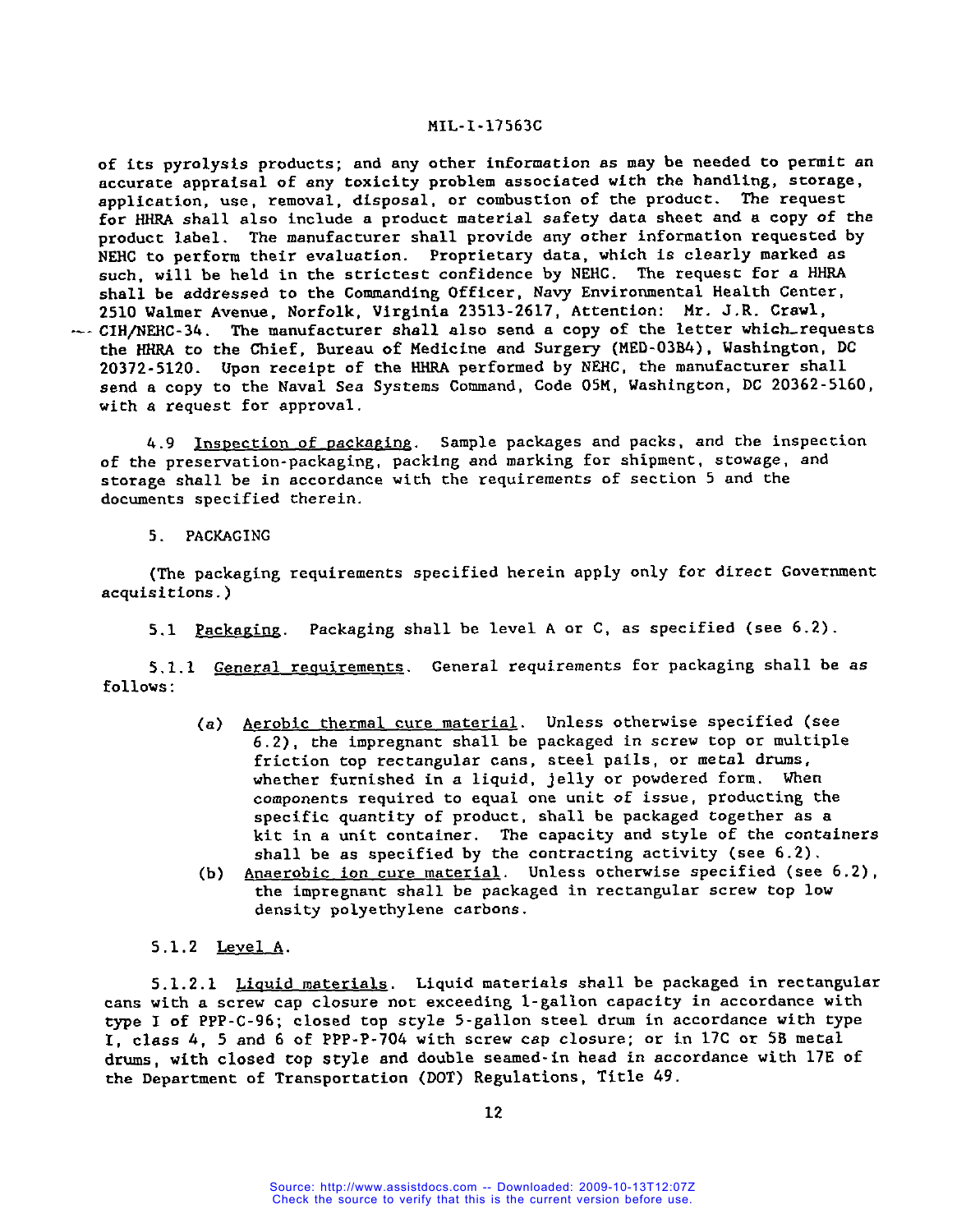of its pyrolysis products; and any other information as may be needed to permit an accurate appraisal of any toxicity problem associated with the handling, storage, application, use, removal, disposal, or combustion of the product. The request for HHRA shall also include a product material safety data sheet and a copy of the product label. The manufacturer shall provide any other information requested by NEHC to perform their evaluation. Proprietary data, which is clearly marked as such, will be held in the strictest confidence by NEHC. The request for a HHRA shall be addressed to the Commanding Officer, Navy Environmental Health Center, 2510 Walmer Avenue, Norfolk, Virginia 23513-2617, Attention: Mr. J.R. Crawl, CIH/NEHC-34. The manufacturer shall also send a copy of the letter which requests the HHRA to the Chief, Bureau of Medicine and Surgery (MED-03B4), Washington, DC 20372-5120. Upon receipt of the HHRA performed by NEHC, the manufacturer shall send a copy to the Naval Sea Systems Command, Code 05M, Washington, DC 20362-5160, with a request for approval.

4.9 Inspection of packaging. Sample packages and packs, and the inspection of the preservation-packaging, packing and marking for shipment, stowage, and storage shall be in accordance with the requirements of section 5 and the documents specified therein.

5. PACKAGING

(The packaging requirements specified herein apply only for direct Government acquisitions.)

5.1 Packaging. Packaging shall be level A or C, as specified (see 6.2).

5.1.1 General requirements. General requirements for packaging shall be as follows:

(a) Aerobic thermal cure material. Unless otherwise specified (see 6.2), the impregnant shall be packaged in screw top or multiple friction top rectangular cans, steel pails, or metal drums, whether furnished in a liquid, jelly or powdered form. When components required to equal one unit of issue, producting the specific quantity of product, shall be packaged together as a kit in a unit container. The capacity and style of the containers shall be as specified by the contracting activity (see 6.2).

(b) Anaerobic ion cure material. Unless otherwise specified (see 6.2), the impregnant shall be packaged in rectangular screw top low density polyethylene carbons.

5.1.2 Level A.

5.1.2.1 Liquid materials. Liquid materials shall be packaged in rectangular cans with a screw cap closure not exceeding 1-gallon capacity in accordance with type I of PPP-C-96; closed top style 5-gallon steel drum in accordance with type I, class 4, 5 and 6 of PPP-P-704 with screw cap closure; or in 17C or 5B metal drums, with closed top style and double seamed-in head in accordance with 17E of the Department of Transportation (DOT) Regulations, Title 49.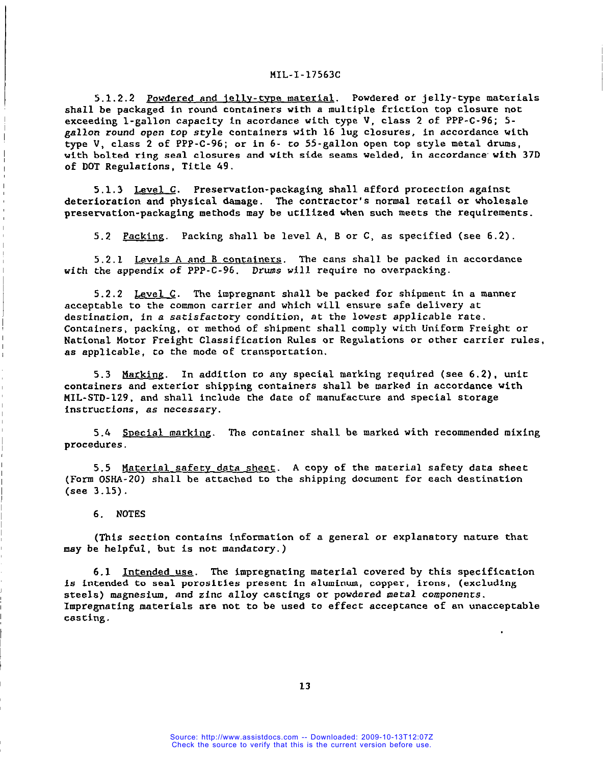5.1.2.2 Powdered and jelly-type material. Powdered or jelly-type materials shall be packaged in round containers with a multiple friction top closure not exceeding 1-gallon capacity in acordance with type V, class 2 of PPP-C-96; 5-gallon round open top style containers with 16 lug closures, in accordance with type V, class 2 of PPP-C-96; or in 6- to 55-gallon open top style metal drums, with bolted ring seal closures and with side seams welded, in accordance with 37D of DOT Regulations, Title 49.

5.1.3 Level C. Preservation-packaging shall afford protection against deterioration and physical damage. The contractor's normal retail or wholesale preservation-packaging methods may be utilized when such meets the requirements.

5.2 Packing. Packing shall be level A, B or C, as specified (see 6.2).

5.2.1 Levels A and B containers. The cans shall be packed in accordance with the appendix of PPP-C-96. Drums will require no overpacking.

5.2.2 Level C. The impregnant shall be packed for shipment in a manner acceptable to the common carrier and which will ensure safe delivery at destination, in a satisfactory condition, at the lowest applicable rate. Containers, packing, or method of shipment shall comply with Uniform Freight or National Motor Freight Classification Rules or Regulations or other carrier rules, as applicable, to the mode of transportation.

5.3 Marking. In addition to any special marking required (see 6.2), unit containers and exterior shipping containers shall be marked in accordance with MIL-STD-129, and shall include the date of manufacture and special storage instructions, as necessary.

5.4 Special marking. The container shall be marked with recommended mixing procedures.

5.5 Material safety data sheet. A copy of the material safety data sheet (Form OSHA-20) shall be attached to the shipping document for each destination (see 3.15).

## 6. NOTES

(This section contains information of a general or explanatory nature that may be helpful, but is not mandatory.)

6.1 Intended use. The impregnating material covered by this specification is intended to seal porosities present in aluminum, copper, irons, (excluding steels) magnesium, and zinc alloy castings or powdered metal components. Impregnating materials are not to be used to effect acceptance of an unacceptable casting.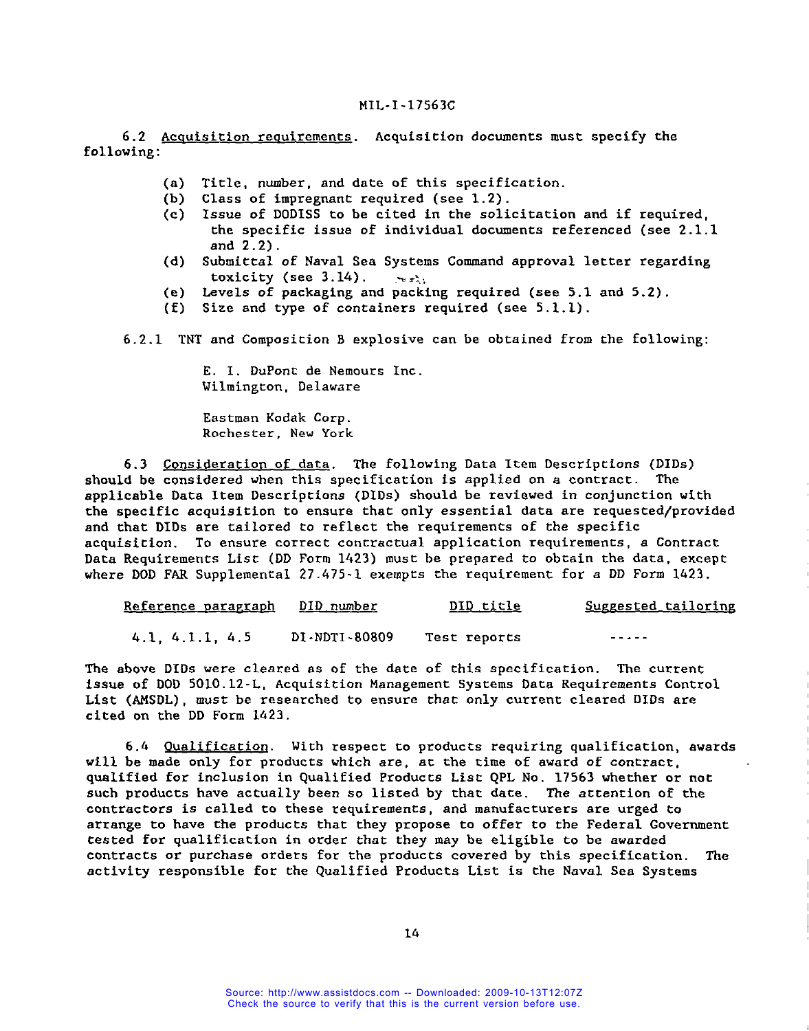6.2 Acquisition requirements. Acquisition documents must specify the following:

(a) Title, number, and date of this specification.
(b) Class of impregnant required (see 1.2).
(c) Issue of DODISS to be cited in the solicitation and if required, the specific issue of individual documents referenced (see 2.1.1 and 2.2).
(d) Submittal of Naval Sea Systems Command approval letter regarding toxicity (see 3.14).
(e) Levels of packaging and packing required (see 5.1 and 5.2).
(f) Size and type of containers required (see 5.1.1).

6.2.1 TNT and Composition B explosive can be obtained from the following:

E. I. DuPont de Nemours Inc.
Wilmington, Delaware

Eastman Kodak Corp.
Rochester, New York

6.3 Consideration of data. The following Data Item Descriptions (DIDs) should be considered when this specification is applied on a contract. The applicable Data Item Descriptions (DIDs) should be reviewed in conjunction with the specific acquisition to ensure that only essential data are requested/provided and that DIDs are tailored to reflect the requirements of the specific acquisition. To ensure correct contractual application requirements, a Contract Data Requirements List (DD Form 1423) must be prepared to obtain the data, except where DOD FAR Supplemental 27.475-1 exempts the requirement for a DD Form 1423.

| Reference paragraph | DID number | DID title | Suggested tailoring |
|---|---|---|---|
| 4.1, 4.1.1, 4.5 | DI-NDTI-80809 | Test reports | ----- |

The above DIDs were cleared as of the date of this specification. The current issue of DOD 5010.12-L, Acquisition Management Systems Data Requirements Control List (AMSDL), must be researched to ensure that only current cleared DIDs are cited on the DD Form 1423.

6.4 Qualification. With respect to products requiring qualification, awards will be made only for products which are, at the time of award of contract, qualified for inclusion in Qualified Products List QPL No. 17563 whether or not such products have actually been so listed by that date. The attention of the contractors is called to these requirements, and manufacturers are urged to arrange to have the products that they propose to offer to the Federal Government tested for qualification in order that they may be eligible to be awarded contracts or purchase orders for the products covered by this specification. The activity responsible for the Qualified Products List is the Naval Sea Systems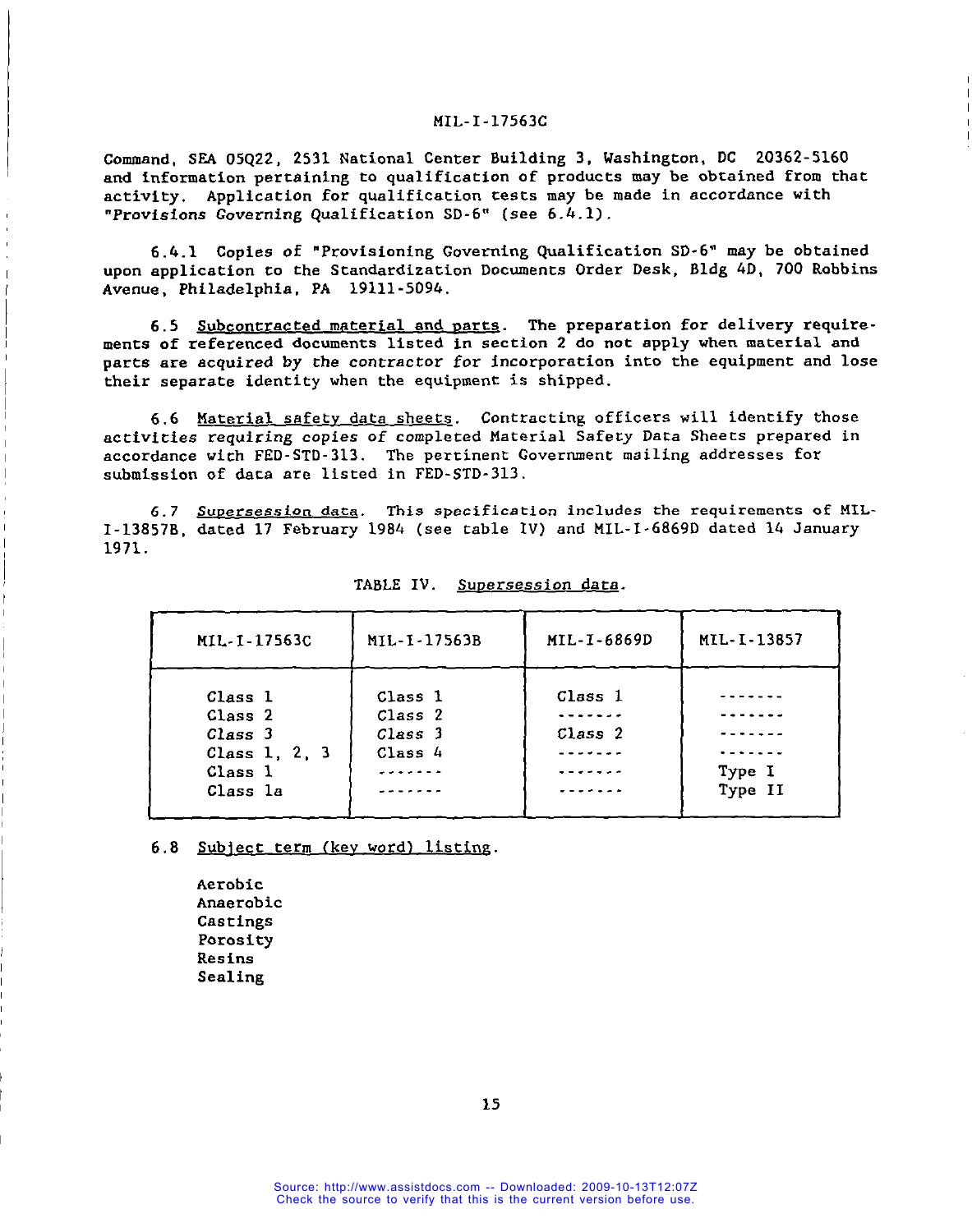Command, SEA 05Q22, 2531 National Center Building 3, Washington, DC 20362-5160 and information pertaining to qualification of products may be obtained from that activity. Application for qualification tests may be made in accordance with "Provisions Governing Qualification SD-6" (see 6.4.1).

6.4.1 Copies of "Provisioning Governing Qualification SD-6" may be obtained upon application to the Standardization Documents Order Desk, Bldg 4D, 700 Robbins Avenue, Philadelphia, PA 19111-5094.

6.5 Subcontracted material and parts. The preparation for delivery requirements of referenced documents listed in section 2 do not apply when material and parts are acquired by the contractor for incorporation into the equipment and lose their separate identity when the equipment is shipped.

6.6 Material safety data sheets. Contracting officers will identify those activities requiring copies of completed Material Safety Data Sheets prepared in accordance with FED-STD-313. The pertinent Government mailing addresses for submission of data are listed in FED-STD-313.

6.7 Supersession data. This specification includes the requirements of MIL-I-13857B, dated 17 February 1984 (see table IV) and MIL-I-6869D dated 14 January 1971.

TABLE IV. Supersession data.

| MIL-I-17563C | MIL-I-17563B | MIL-I-6869D | MIL-I-13857 |
|---|---|---|---|
| Class 1 | Class 1 | Class 1 | ------- |
| Class 2 | Class 2 | ------- | ------- |
| Class 3 | Class 3 | Class 2 | ------- |
| Class 1, 2, 3 | Class 4 | ------- | ------- |
| Class 1 | ------- | ------- | Type I |
| Class 1a | ------- | ------- | Type II |

6.8 Subject term (key word) listing.

Aerobic
Anaerobic
Castings
Porosity
Resins
Sealing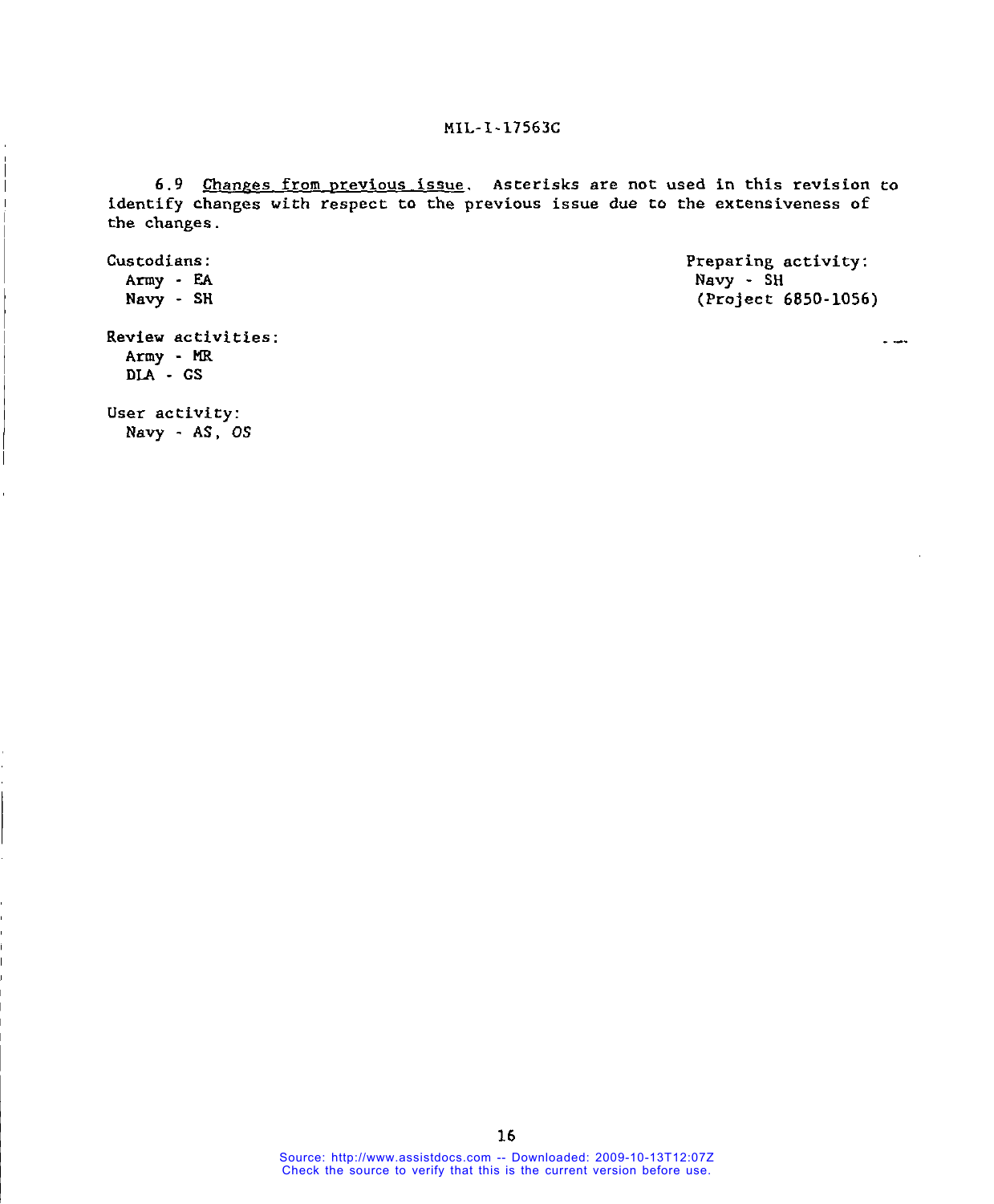6.9 Changes from previous issue. Asterisks are not used in this revision to identify changes with respect to the previous issue due to the extensiveness of the changes.

Custodians:
Army - EA
Navy - SH

Review activities:
Army - MR
DLA - GS

User activity:
Navy - AS, OS

Preparing activity:
Navy - SH
(Project 6850-1056)

Source: http://www.assistdocs.com -- Downloaded: 2009-10-13T12:07Z
Check the source to verify that this is the current version before use.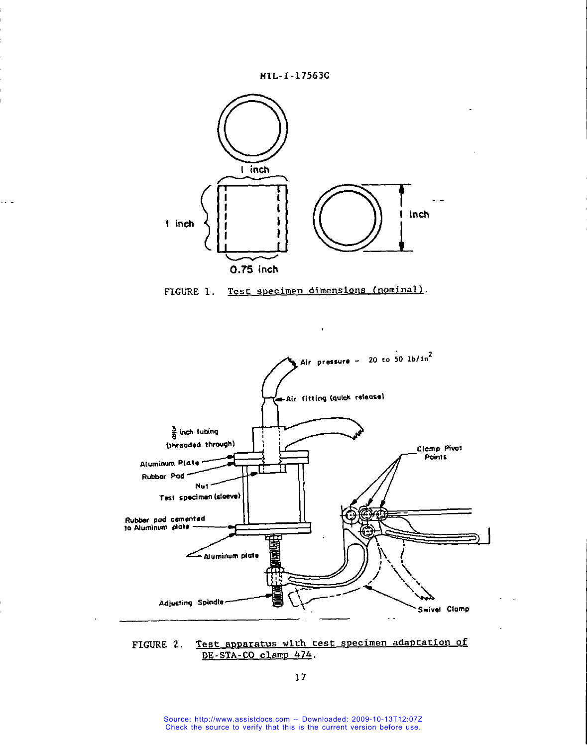FIGURE 1. Test specimen dimensions (nominal).

FIGURE 2. Test apparatus with test specimen adaptation of DE-STA-CO clamp 474.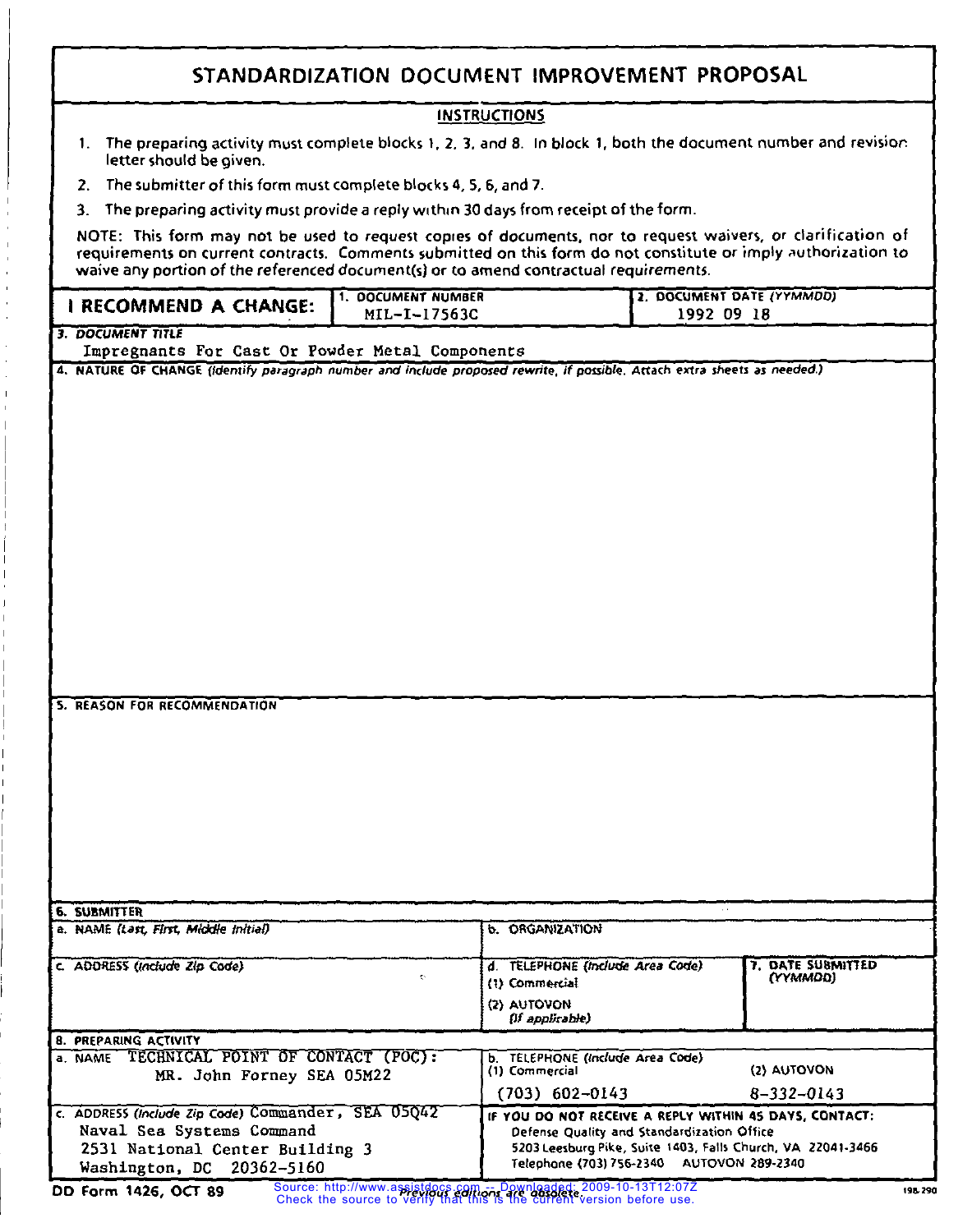# STANDARDIZATION DOCUMENT IMPROVEMENT PROPOSAL

## INSTRUCTIONS

1. The preparing activity must complete blocks 1, 2, 3, and 8. In block 1, both the document number and revision letter should be given.
2. The submitter of this form must complete blocks 4, 5, 6, and 7.
3. The preparing activity must provide a reply within 30 days from receipt of the form.

NOTE: This form may not be used to request copies of documents, nor to request waivers, or clarification of requirements on current contracts. Comments submitted on this form do not constitute or imply authorization to waive any portion of the referenced document(s) or to amend contractual requirements.

| **I RECOMMEND A CHANGE:** | 1. DOCUMENT NUMBER<br>MIL-I-17563C | 2. DOCUMENT DATE *(YYMMDD)*<br>1992 09 18 |
|---|---|---|

**3. DOCUMENT TITLE**
Impregnants For Cast Or Powder Metal Components

**4. NATURE OF CHANGE** *(Identify paragraph number and include proposed rewrite, if possible. Attach extra sheets as needed.)*

**5. REASON FOR RECOMMENDATION**

**6. SUBMITTER**

| | | |
|---|---|---|
| a. NAME *(Last, First, Middle Initial)* | b. ORGANIZATION | |
| c. ADDRESS *(Include Zip Code)* | d. TELEPHONE *(Include Area Code)*<br>(1) Commercial<br>(2) AUTOVON *(If applicable)* | 7. DATE SUBMITTED *(YYMMDD)* |

**8. PREPARING ACTIVITY**

| | |
|---|---|
| a. NAME TECHNICAL POINT OF CONTACT (POC):<br>MR. John Forney SEA 05M22 | b. TELEPHONE *(Include Area Code)*<br>(1) Commercial (703) 602-0143<br>(2) AUTOVON 8-332-0143 |
| c. ADDRESS *(Include Zip Code)* Commander, SEA 05Q42<br>Naval Sea Systems Command<br>2531 National Center Building 3<br>Washington, DC 20362-5160 | **IF YOU DO NOT RECEIVE A REPLY WITHIN 45 DAYS, CONTACT:**<br>Defense Quality and Standardization Office<br>5203 Leesburg Pike, Suite 1403, Falls Church, VA 22041-3466<br>Telephone (703) 756-2340 AUTOVON 289-2340 |

DD Form 1426, OCT 89 Previous editions are obsolete. 198/290